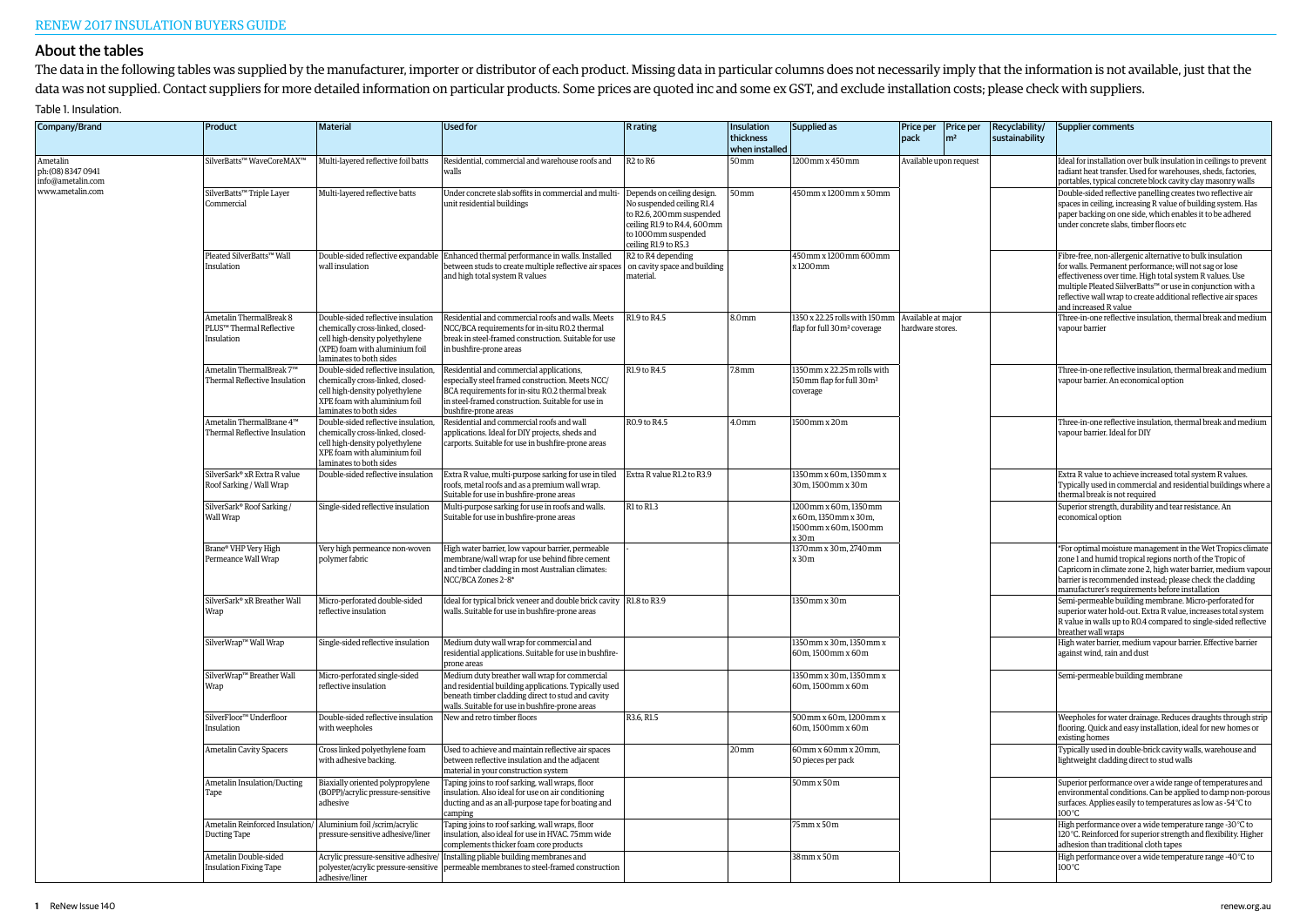## About the tables

The data in the following tables was supplied by the manufacturer, importer or distributor of each product. Missing data in particular columns does not necessarily imply that the information is not available, just that the data was not supplied. Contact suppliers for more detailed information on particular products. Some prices are quoted inc and some ex GST, and exclude installation costs; please check with suppliers.

Table 1. Insulation.

| Company/Brand | Product | Material | Used for | R rating | Insulation thickness when installed | Supplied as | Price per pack | Price per m² | Recyclability/ sustainability | Supplier comments |
|---|---|---|---|---|---|---|---|---|---|---|
| Ametalin ph: (08) 8347 0941 info@ametalin.com www.ametalin.com | SilverBatts™ WaveCoreMAX™ | Multi-layered reflective foil batts | Residential, commercial and warehouse roofs and walls | R2 to R6 | 50mm | 1200mm x 450mm | Available upon request | | | Ideal for installation over bulk insulation in ceilings to prevent radiant heat transfer. Used for warehouses, sheds, factories, portables, typical concrete block cavity clay masonry walls |
| | SilverBatts™ Triple Layer Commercial | Multi-layered reflective batts | Under concrete slab soffits in commercial and multi-unit residential buildings | Depends on ceiling design. No suspended ceiling R1.4 to R2.6, 200mm suspended ceiling R1.9 to R4.4, 600mm to 1000mm suspended ceiling R1.9 to R5.3 | 50mm | 450mm x 1200mm x 50mm | | | | Double-sided reflective panelling creates two reflective air spaces in ceiling, increasing R value of building system. Has paper backing on one side, which enables it to be adhered under concrete slabs, timber floors etc |
| | Pleated SilverBatts™ Wall Insulation | Double-sided reflective expandable wall insulation | Enhanced thermal performance in walls. Installed between studs to create multiple reflective air spaces and high total system R values | R2 to R4 depending on cavity space and building material. | | 450mm x 1200mm 600mm x 1200mm | | | | Fibre-free, non-allergenic alternative to bulk insulation for walls. Permanent performance; will not sag or lose effectiveness over time. High total system R values. Use multiple Pleated SiilverBatts™ or use in conjunction with a reflective wall wrap to create additional reflective air spaces and increased R value |
| | Ametalin ThermalBreak 8 PLUS™ Thermal Reflective Insulation | Double-sided reflective insulation chemically cross-linked, closed-cell high-density polyethylene (XPE) foam with aluminium foil laminates to both sides | Residential and commercial roofs and walls. Meets NCC/BCA requirements for in-situ R0.2 thermal break in steel-framed construction. Suitable for use in bushfire-prone areas | R1.9 to R4.5 | 8.0mm | 1350 x 22.25 rolls with 150mm flap for full 30m² coverage | Available at major hardware stores. | | | Three-in-one reflective insulation, thermal break and medium vapour barrier |
| | Ametalin ThermalBreak 7™ Thermal Reflective Insulation | Double-sided reflective insulation, chemically cross-linked, closed-cell high-density polyethylene XPE foam with aluminium foil laminates to both sides | Residential and commercial applications, especially steel framed construction. Meets NCC/BCA requirements for in-situ R0.2 thermal break in steel-framed construction. Suitable for use in bushfire-prone areas | R1.9 to R4.5 | 7.8mm | 1350mm x 22.25m rolls with 150mm flap for full 30m² coverage | | | | Three-in-one reflective insulation, thermal break and medium vapour barrier. An economical option |
| | Ametalin ThermalBrane 4™ Thermal Reflective Insulation | Double-sided reflective insulation, chemically cross-linked, closed-cell high-density polyethylene XPE foam with aluminium foil laminates to both sides | Residential and commercial roofs and wall applications. Ideal for DIY projects, sheds and carports. Suitable for use in bushfire-prone areas | R0.9 to R4.5 | 4.0mm | 1500mm x 20m | | | | Three-in-one reflective insulation, thermal break and medium vapour barrier. Ideal for DIY |
| | SilverSark® xR Extra R value Roof Sarking / Wall Wrap | Double-sided reflective insulation | Extra R value, multi-purpose sarking for use in tiled roofs, metal roofs and as a premium wall wrap. Suitable for use in bushfire-prone areas | Extra R value R1.2 to R3.9 | | 1350mm x 60m, 1350mm x 30m, 1500mm x 30m | | | | Extra R value to achieve increased total system R values. Typically used in commercial and residential buildings where a thermal break is not required |
| | SilverSark® Roof Sarking / Wall Wrap | Single-sided reflective insulation | Multi-purpose sarking for use in roofs and walls. Suitable for use in bushfire-prone areas | R1 to R1.3 | | 1200mm x 60m, 1350mm x 60m, 1350mm x 30m, 1500mm x 60m, 1500mm x 30m | | | | Superior strength, durability and tear resistance. An economical option |
| | Brane® VHP Very High Permeance Wall Wrap | Very high permeance non-woven polymer fabric | High water barrier, low vapour barrier, permeable membrane/wall wrap for use behind fibre cement and timber cladding in most Australian climates: NCC/BCA Zones 2–8* | - | | 1370mm x 30m, 2740mm x 30m | | | | *For optimal moisture management in the Wet Tropics climate zone 1 and humid tropical regions north of the Tropic of Capricorn in climate zone 2, high water barrier, medium vapour barrier is recommended instead; please check the cladding manufacturer's requirements before installation |
| | SilverSark® xR Breather Wall Wrap | Micro-perforated double-sided reflective insulation | Ideal for typical brick veneer and double brick cavity walls. Suitable for use in bushfire-prone areas | R1.8 to R3.9 | | 1350mm x 30m | | | | Semi-permeable building membrane. Micro-perforated for superior water hold-out. Extra R value, increases total system R value in walls up to R0.4 compared to single-sided reflective breather wall wraps |
| | SilverWrap™ Wall Wrap | Single-sided reflective insulation | Medium duty wall wrap for commercial and residential applications. Suitable for use in bushfire-prone areas | | | 1350mm x 30m, 1350mm x 60m, 1500mm x 60m | | | | High water barrier, medium vapour barrier. Effective barrier against wind, rain and dust |
| | SilverWrap™ Breather Wall Wrap | Micro-perforated single-sided reflective insulation | Medium duty breather wall wrap for commercial and residential building applications. Typically used beneath timber cladding direct to stud and cavity walls. Suitable for use in bushfire-prone areas | | | 1350mm x 30m, 1350mm x 60m, 1500mm x 60m | | | | Semi-permeable building membrane |
| | SilverFloor™ Underfloor Insulation | Double-sided reflective insulation with weepholes | New and retro timber floors | R3.6, R1.5 | | 500mm x 60m, 1200mm x 60m, 1500mm x 60m | | | | Weepholes for water drainage. Reduces draughts through strip flooring. Quick and easy installation, ideal for new homes or existing homes |
| | Ametalin Cavity Spacers | Cross linked polyethylene foam with adhesive backing. | Used to achieve and maintain reflective air spaces between reflective insulation and the adjacent material in your construction system | | 20mm | 60mm x 60mm x 20mm, 50 pieces per pack | | | | Typically used in double-brick cavity walls, warehouse and lightweight cladding direct to stud walls |
| | Ametalin Insulation/Ducting Tape | Biaxially oriented polypropylene (BOPP)/acrylic pressure-sensitive adhesive | Taping joins to roof sarking, wall wraps, floor insulation. Also ideal for use on air conditioning ducting and as an all-purpose tape for boating and camping | | | 50mm x 50m | | | | Superior performance over a wide range of temperatures and environmental conditions. Can be applied to damp non-porous surfaces. Applies easily to temperatures as low as -54°C to 100°C |
| | Ametalin Reinforced Insulation/Ducting Tape | Aluminium foil /scrim/acrylic pressure-sensitive adhesive/liner | Taping joins to roof sarking, wall wraps, floor insulation, also ideal for use in HVAC. 75mm wide complements thicker foam core products | | | 75mm x 50m | | | | High performance over a wide temperature range -30°C to 120°C. Reinforced for superior strength and flexibility. Higher adhesion than traditional cloth tapes |
| | Ametalin Double-sided Insulation Fixing Tape | Acrylic pressure-sensitive adhesive/polyester/acrylic pressure-sensitive adhesive/liner | Installing pliable building membranes and permeable membranes to steel-framed construction | | | 38mm x 50m | | | | High performance over a wide temperature range -40°C to 100°C |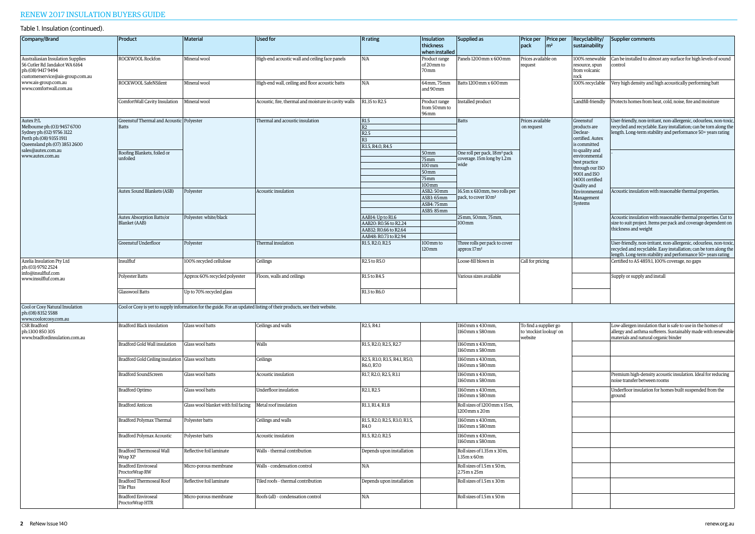## Table 1. Insulation (continued).

| Company/Brand | Product | Material | Used for | R rating | Insulation thickness when installed | Supplied as | Price per pack | Price per m² | Recyclability/ sustainability | Supplier comments |
|---|---|---|---|---|---|---|---|---|---|---|
| Australiasian Insulation Supplies 56 Cutler Rd Jandakot WA 6164 ph: (08) 9417 9494 customerservice@ais-group.com.au www.ais-group.com.au www.comfortwall.com.au | ROCKWOOL Rockfon | Mineral wool | High-end acoustic wall and ceiling face panels | N/A | Product range of 20mm to 70mm | Panels 1200mm x 600mm | Prices available on request | | 100% renewable resource, spun from volcanic rock | Can be installed to almost any surface for high levels of sound control |
| | ROCKWOOL SafeNSilent | Mineral wool | High-end wall, ceiling and floor acoustic batts | N/A | 64mm, 75mm and 90mm | Batts 1200mm x 600mm | | | 100% recyclable | Very high density and high acoustically performing batt |
| | ComfortWall Cavity Insulation | Mineral wool | Acoustic, fire, thermal and moisture in cavity walls | R1.35 to R2.5 | Product range from 50mm to 96mm | Installed product | | | Landfill-friendly | Protects homes from heat, cold, noise, fire and moisture |
| Autex P/L Melbourne ph: (03) 9457 6700 Sydney ph: (02) 9756 3122 Perth ph: (08) 9355 1911 Queensland ph: (07) 3853 2600 sales@autex.com.au www.autex.com.au | Greenstuf Thermal and Acoustic Batts | Polyester | Thermal and acoustic insulation | R1.5 | | Batts | Prices available on request | | Greenstuf products are Declear-certified. Autex is committed to quality and environmental best practice through our ISO 9001 and ISO 14001 certified Quality and Environmental Management Systems | User-friendly, non-irritant, non-allergenic, odourless, non-toxic, recycled and recyclable. Easy installation; can be torn along the length. Long-term stability and performance 50+ years rating |
| | | | | R2 | | | | | | |
| | | | | R2.5 | | | | | | |
| | | | | R3 | | | | | | |
| | | | | R3.5, R4.0, R4.5 | | | | | | |
| | Roofing Blankets, foiled or unfoiled | | | | 50mm | One roll per pack, 18m² pack coverage. 15m long by 1.2m wide | | | | - |
| | | | | | 75mm | | | | | |
| | | | | | 100mm | | | | | |
| | | | | | 50mm | | | | | |
| | | | | | 75mm | | | | | |
| | | | | | 100mm | | | | | |
| | Autex Sound Blankets (ASB) | Polyester | Acoustic insulation | | ASB2: 50mm | 16.5m x 610mm, two rolls per pack, to cover 10m² | | | | Acoustic insulation with reasonable thermal properties. |
| | | | | | ASB3: 65mm | | | | | |
| | | | | | ASB4: 75mm | | | | | |
| | | | | | ASB5: 85mm | | | | | |
| | Autex Absorption Batts/or Blanket (AAB) | Polyester: white/black | | AAB14: Up to R1.6 | | 25mm, 50mm, 75mm, 100mm | | | | Acoustic insulation with reasonable thermal properties. Cut to size to suit project. Items per pack and coverage dependent on thickness and weight |
| | | | | AAB20: R0.56 to R2.24 | | | | | | |
| | | | | AAB32: R0.66 to R2.64 | | | | | | |
| | | | | AAB48: R0.73 to R2.94 | | | | | | |
| | Greenstuf Underfloor | Polyester | Thermal insulation | R1.5, R2.0, R2.5 | 100mm to 120mm | Three rolls per pack to cover approx 17m² | | | | User-friendly, non-irritant, non-allergenic, odourless, non-toxic, recycled and recyclable. Easy installation; can be torn along the length. Long-term stability and performance 50+ years rating |
| Azelia Insulation Pty Ltd ph: (03) 9792 2524 info@insulfluf.com www.insulfluf.com.au | Insulfluf | 100% recycled cellulose | Ceilings | R2.5 to R5.0 | | Loose-fill blown in | Call for pricing | | | Certified to AS 4859.1, 100% coverage, no gaps |
| | Polyester Batts | Approx 60% recycled polyester | Floors, walls and ceilings | R1.5 to R4.5 | | Various sizes available | | | | Supply or supply and install |
| | Glasswool Batts | Up to 70% recycled glass | | R1.3 to R6.0 | | | | | | |
| Cool or Cosy Natural Insulation ph: (08) 8352 5588 www.coolorcosy.com.au | Cool or Cosy is yet to supply information for the guide. For an updated listing of their products, see their website. | | | | | | | | | |
| CSR Bradford ph: 1300 850 305 www.bradfordinsulation.com.au | Bradford Black insulation | Glass wool batts | Ceilings and walls | R2.5, R4.1 | | 1160mm x 430mm, 1160mm x 580mm | To find a supplier go to 'stockist lookup' on website | | | Low-allergen insulation that is safe to use in the homes of allergy and asthma sufferers. Sustainably made with renewable materials and natural organic binder |
| | Bradford Gold Wall insulation | Glass wool batts | Walls | R1.5, R2.0, R2.5, R2.7 | | 1160mm x 430mm, 1160mm x 580mm | | | | |
| | Bradford Gold Ceiling insulation | Glass wool batts | Ceilings | R2.5, R3.0, R3.5, R4.1, R5.0, R6.0, R7.0 | | 1160mm x 430mm, 1160mm x 580mm | | | | |
| | Bradford SoundScreen | Glass wool batts | Acoustic insulation | R1.7, R2.0, R2.5, R3.1 | | 1160mm x 430mm, 1160mm x 580mm | | | | Premium high-density acoustic insulation. Ideal for reducing noise transfer between rooms |
| | Bradford Optimo | Glass wool batts | Underfloor insulation | R2.1, R2.5 | | 1160mm x 430mm, 1160mm x 580mm | | | | Underfloor insulation for homes built suspended from the ground |
| | Bradford Anticon | Glass wool blanket with foil facing | Metal roof insulation | R1.3, R1.4, R1.8 | | Roll sizes of 1200mm x 15m, 1200mm x 20m | | | | |
| | Bradford Polymax Thermal | Polyester batts | Ceilings and walls | R1.5, R2.0, R2.5, R3.0, R3.5, R4.0 | | 1160mm x 430mm, 1160mm x 580mm | | | | |
| | Bradford Polymax Acoustic | Polyester batts | Acoustic insulation | R1.5, R2.0, R2.5 | | 1160mm x 430mm, 1160mm x 580mm | | | | |
| | Bradford Thermoseal Wall Wrap XP | Reflective foil laminate | Walls - thermal contribution | Depends upon installation | | Roll sizes of 1.35m x 30m, 1.35m x 60m | | | | |
| | Bradford Enviroseal ProctorWrap RW | Micro-porous membrane | Walls - condensation control | N/A | | Roll sizes of 1.5m x 50m, 2.75m x 25m | | | | |
| | Bradford Thermoseal Roof Tile Plus | Reflective foil laminate | Tiled roofs - thermal contribution | Depends upon installation | | Roll sizes of 1.5m x 30m | | | | |
| | Bradford Enviroseal ProctorWrap HTR | Micro-porous membrane | Roofs (all) - condensation control | N/A | | Roll sizes of 1.5m x 50m | | | | |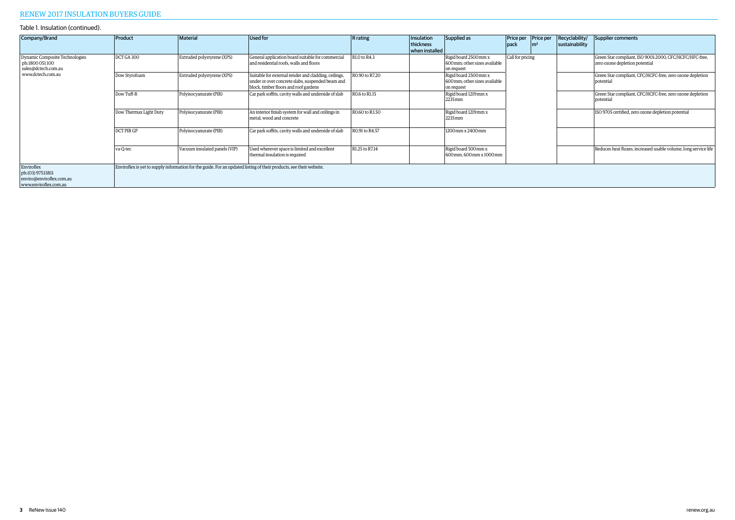## Table 1. Insulation (continued).

| Company/Brand | Product | Material | Used for | R rating | Insulation thickness when installed | Supplied as | Price per pack | Price per m² | Recyclability/ sustainability | Supplier comments |
|---|---|---|---|---|---|---|---|---|---|---|
| Dynamic Composite Technologies ph:1800 051 100 sales@dctech.com.au www.dctech.com.au | DCT GA 300 | Extruded polystyrene (XPS) | General application board suitable for commercial and residential roofs, walls and floors | R1.0 to R4.3 | | Rigid board 2500 mm x 600 mm; other sizes available on request | Call for pricing | | | Green Star compliant, ISO 9001:2000, CFC/HCFC/HFC-free, zero ozone depletion potential |
| | Dow Styrofoam | Extruded polystyrene (XPS) | Suitable for external render and cladding, ceilings, under or over concrete slabs, suspended beam and block, timber floors and roof gardens | R0.90 to R7.20 | | Rigid board 2500 mm x 600 mm; other sizes available on request | | | | Green Star compliant, CFC/HCFC-free, zero ozone depletion potential |
| | Dow Tuff-R | Polyisocyanurate (PIR) | Car park soffits, cavity walls and underside of slab | R0.6 to R1.15 | | Rigid board 1219 mm x 2235 mm | | | | Green Star compliant, CFC/HCFC-free, zero ozone depletion potential |
| | Dow Thermax Light Duty | Polyisocyanurate (PIR) | An interior finish system for wall and ceilings in metal, wood and concrete | R0.60 to R3.50 | | Rigid board 1219 mm x 2235 mm | | | | ISO 9705 certified, zero ozone depletion potential |
| | DCT PIR GP | Polyisocyanurate (PIR) | Car park soffits, cavity walls and underside of slab | R0.91 to R4.57 | | 1200 mm x 2400 mm | | | | |
| | va-Q-tec | Vacuum insulated panels (VIP) | Used wherever space is limited and excellent thermal insulation is required | R1.25 to R7.14 | | Rigid board 500 mm x 600 mm, 600 mm x 1000 mm | | | | Reduces heat fluxes, increased usable volume, long service life |
| Enviroflex ph:(03) 97533811 enviro@enviroflex.com.au www.enviroflex.com.au | Enviroflex is yet to supply information for the guide. For an updated listing of their products, see their website. | | | | | | | | | |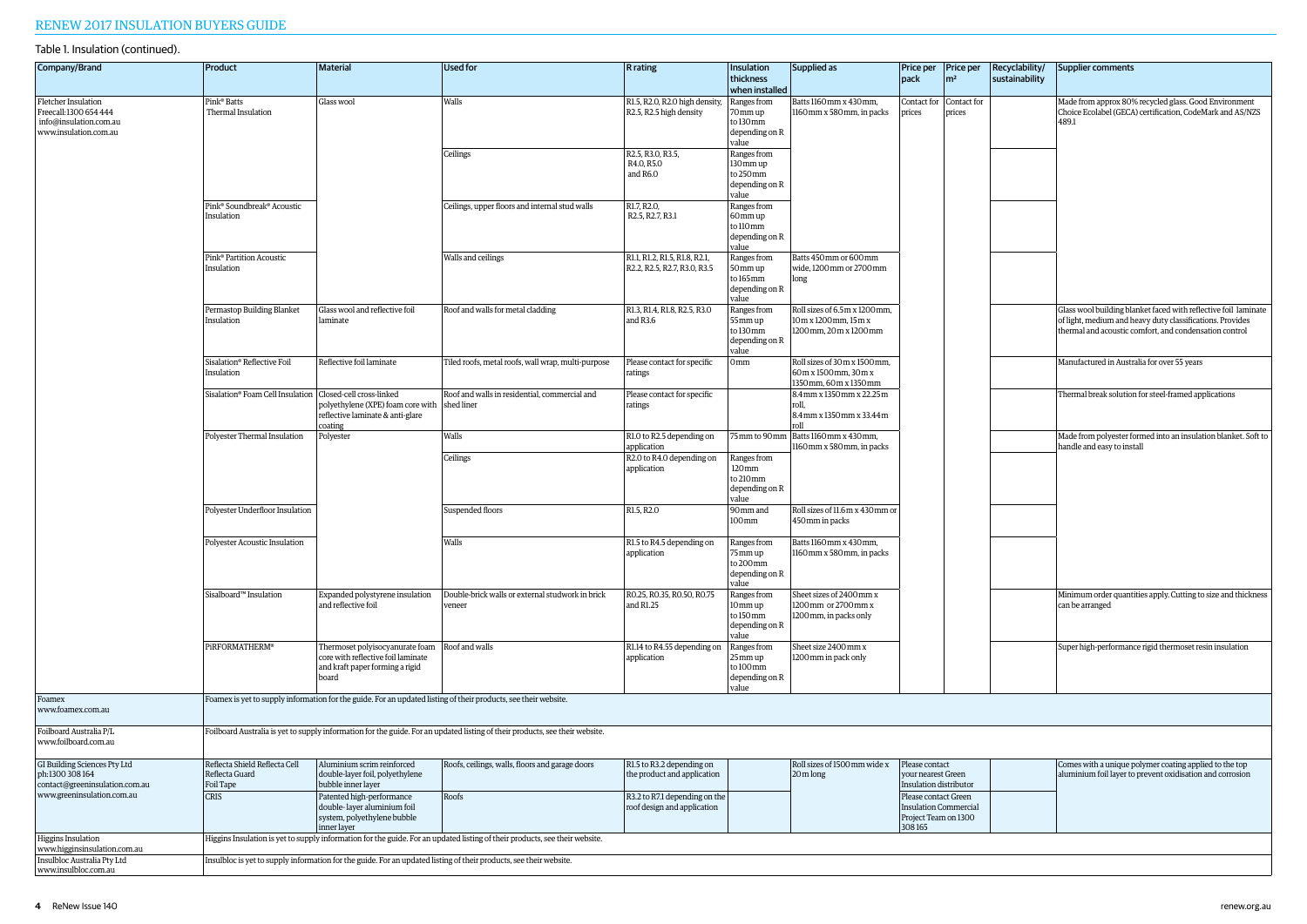Table 1. Insulation (continued).

| Company/Brand | Product | Material | Used for | R rating | Insulation thickness when installed | Supplied as | Price per pack | Price per m² | Recyclability/ sustainability | Supplier comments |
|---|---|---|---|---|---|---|---|---|---|---|
| Fletcher Insulation Freecall: 1300 654 444 info@insulation.com.au www.insulation.com.au | Pink® Batts Thermal Insulation | Glass wool | Walls | R1.5, R2.0, R2.0 high density, R2.5, R2.5 high density | Ranges from 70mm up to 130mm depending on R value | Batts 1160mm x 430mm, 1160mm x 580mm, in packs | Contact for prices | Contact for prices | | Made from approx 80% recycled glass. Good Environment Choice Ecolabel (GECA) certification, CodeMark and AS/NZS 4859.1 |
| | | | Ceilings | R2.5, R3.0, R3.5, R4.0, R5.0 and R6.0 | Ranges from 130mm up to 250mm depending on R value | | | | | |
| | Pink® Soundbreak® Acoustic Insulation | | Ceilings, upper floors and internal stud walls | R1.7, R2.0, R2.5, R2.7, R3.1 | Ranges from 60mm up to 110mm depending on R value | | | | | |
| | Pink® Partition Acoustic Insulation | | Walls and ceilings | R1.1, R1.2, R1.5, R1.8, R2.1, R2.2, R2.5, R2.7, R3.0, R3.5 | Ranges from 50mm up to 165mm depending on R value | Batts 450mm or 600mm wide, 1200mm or 2700mm long | | | | |
| | Permastop Building Blanket Insulation | Glass wool and reflective foil laminate | Roof and walls for metal cladding | R1.3, R1.4, R1.8, R2.5, R3.0 and R3.6 | Ranges from 55mm up to 130mm depending on R value | Roll sizes of 6.5m x 1200mm, 10m x 1200mm, 15m x 1200mm, 20m x 1200mm | | | | Glass wool building blanket faced with reflective foil laminate of light, medium and heavy duty classifications. Provides thermal and acoustic comfort, and condensation control |
| | Sisalation® Reflective Foil Insulation | Reflective foil laminate | Tiled roofs, metal roofs, wall wrap, multi-purpose | Please contact for specific ratings | 0mm | Roll sizes of 30m x 1500mm, 60m x 1500mm, 30m x 1350mm, 60m x 1350mm | | | | Manufactured in Australia for over 55 years |
| | Sisalation® Foam Cell Insulation | Closed-cell cross-linked polyethylene (XPE) foam core with reflective laminate & anti-glare coating | Roof and walls in residential, commercial and shed liner | Please contact for specific ratings | | 8.4mm x 1350mm x 22.25m roll, 8.4mm x 1350mm x 33.44m roll | | | | Thermal break solution for steel-framed applications |
| | Polyester Thermal Insulation | Polyester | Walls | R1.0 to R2.5 depending on application | 75mm to 90mm | Batts 1160mm x 430mm, 1160mm x 580mm, in packs | | | | Made from polyester formed into an insulation blanket. Soft to handle and easy to install |
| | | | Ceilings | R2.0 to R4.0 depending on application | Ranges from 120mm to 210mm depending on R value | | | | | |
| | Polyester Underfloor Insulation | | Suspended floors | R1.5, R2.0 | 90mm and 100mm | Roll sizes of 11.6m x 430mm or 450mm in packs | | | | |
| | Polyester Acoustic Insulation | | Walls | R1.5 to R4.5 depending on application | Ranges from 75mm up to 200mm depending on R value | Batts 1160mm x 430mm, 1160mm x 580mm, in packs | | | | |
| | Sisalboard™ Insulation | Expanded polystyrene insulation and reflective foil | Double-brick walls or external studwork in brick veneer | R0.25, R0.35, R0.50, R0.75 and R1.25 | Ranges from 10mm up to 150mm depending on R value | Sheet sizes of 2400mm x 1200mm or 2700mm x 1200mm, in packs only | | | | Minimum order quantities apply. Cutting to size and thickness can be arranged |
| | PIRFORMATHERM® | Thermoset polyisocyanurate foam core with reflective foil laminate and kraft paper forming a rigid board | Roof and walls | R1.14 to R4.55 depending on application | Ranges from 25mm up to 100mm depending on R value | Sheet size 2400mm x 1200mm in pack only | | | | Super high-performance rigid thermoset resin insulation |
| Foamex www.foamex.com.au | Foamex is yet to supply information for the guide. For an updated listing of their products, see their website. | | | | | | | | | |
| Foilboard Australia P/L www.foilboard.com.au | Foilboard Australia is yet to supply information for the guide. For an updated listing of their products, see their website. | | | | | | | | | |
| GI Building Sciences Pty Ltd ph: 1300 308 164 contact@greeninsulation.com.au www.greeninsulation.com.au | Reflecta Shield Reflecta Cell Reflecta Guard Foil Tape | Aluminium scrim reinforced double-layer foil, polyethylene bubble inner layer | Roofs, ceilings, walls, floors and garage doors | R1.5 to R3.2 depending on the product and application | | Roll sizes of 1500mm wide x 20m long | Please contact your nearest Green Insulation distributor | | | Comes with a unique polymer coating applied to the top aluminium foil layer to prevent oxidisation and corrosion |
| | CRIS | Patented high-performance double-layer aluminium foil system, polyethylene bubble inner layer | Roofs | R3.2 to R7.1 depending on the roof design and application | | | Please contact Green Insulation Commercial Project Team on 1300 308 165 | | | |
| Higgins Insulation www.higginsinsulation.com.au | Higgins Insulation is yet to supply information for the guide. For an updated listing of their products, see their website. | | | | | | | | | |
| Insulbloc Australia Pty Ltd www.insulbloc.com.au | Insulbloc is yet to supply information for the guide. For an updated listing of their products, see their website. | | | | | | | | | |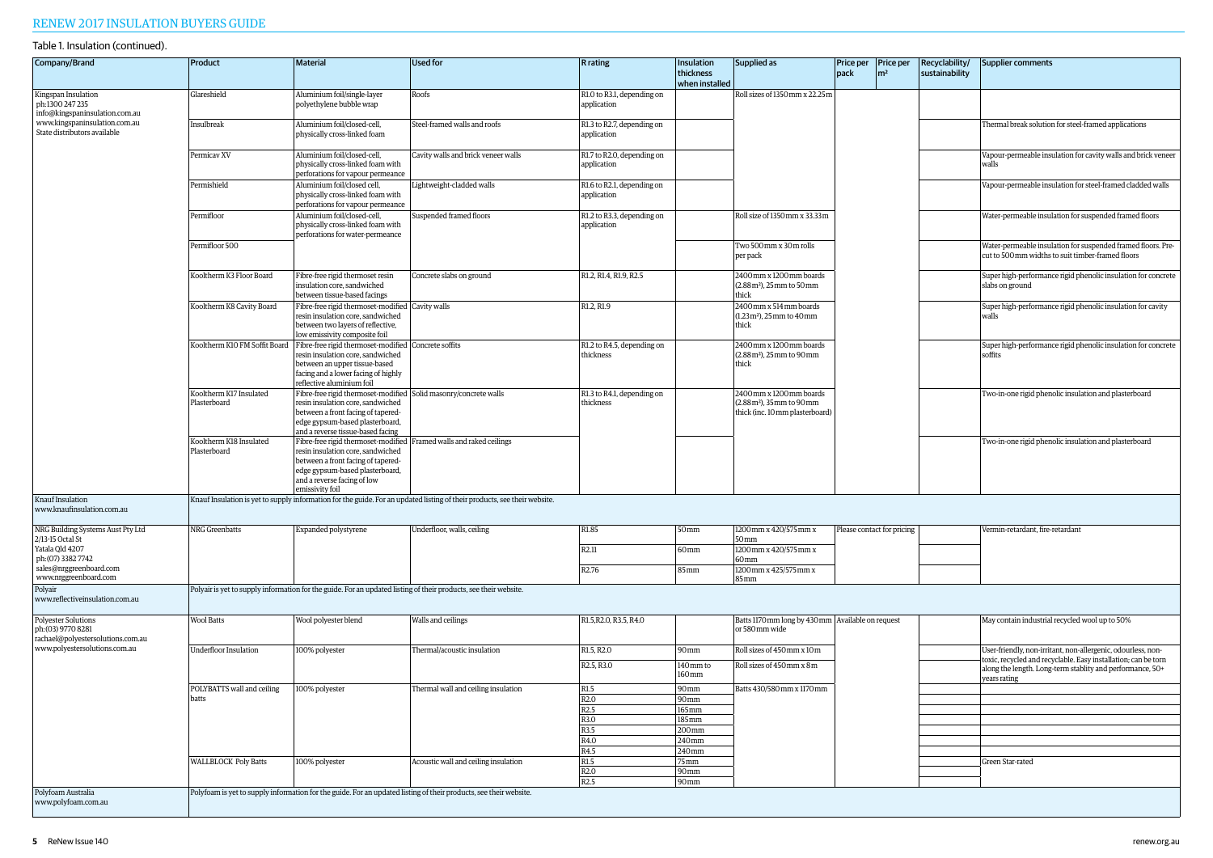Table 1. Insulation (continued).

| Company/Brand | Product | Material | Used for | R rating | Insulation thickness when installed | Supplied as | Price per pack | Price per m² | Recyclability/ sustainability | Supplier comments |
|---|---|---|---|---|---|---|---|---|---|---|
| Kingspan Insulation ph:1300 247 235 info@kingspaninsulation.com.au www.kingspaninsulation.com.au State distributors available | Glareshield | Aluminium foil/single-layer polyethylene bubble wrap | Roofs | R1.0 to R3.1, depending on application | | Roll sizes of 1350mm x 22.25m | | | | |
| | Insulbreak | Aluminium foil/closed-cell, physically cross-linked foam | Steel-framed walls and roofs | R1.3 to R2.7, depending on application | | | | | | Thermal break solution for steel-framed applications |
| | Permicav XV | Aluminium foil/closed-cell, physically cross-linked foam with perforations for vapour permeance | Cavity walls and brick veneer walls | R1.7 to R2.0, depending on application | | | | | | Vapour-permeable insulation for cavity walls and brick veneer walls |
| | Permishield | Aluminium foil/closed cell, physically cross-linked foam with perforations for vapour permeance | Lightweight-cladded walls | R1.6 to R2.1, depending on application | | | | | | Vapour-permeable insulation for steel-framed cladded walls |
| | Permifloor | Aluminium foil/closed-cell, physically cross-linked foam with perforations for water-permeance | Suspended framed floors | R1.2 to R3.3, depending on application | | Roll size of 1350mm x 33.33m | | | | Water-permeable insulation for suspended framed floors |
| | Permifloor 500 | | | | | Two 500mm x 30m rolls per pack | | | | Water-permeable insulation for suspended framed floors. Pre-cut to 500mm widths to suit timber-framed floors |
| | Kooltherm K3 Floor Board | Fibre-free rigid thermoset resin insulation core, sandwiched between tissue-based facings | Concrete slabs on ground | R1.2, R1.4, R1.9, R2.5 | | 2400mm x 1200mm boards (2.88m²), 25mm to 50mm thick | | | | Super high-performance rigid phenolic insulation for concrete slabs on ground |
| | Kooltherm K8 Cavity Board | Fibre-free rigid thermoset-modified resin insulation core, sandwiched between two layers of reflective, low emissivity composite foil | Cavity walls | R1.2, R1.9 | | 2400mm x 514mm boards (1.23m²), 25mm to 40mm thick | | | | Super high-performance rigid phenolic insulation for cavity walls |
| | Kooltherm K10 FM Soffit Board | Fibre-free rigid thermoset-modified resin insulation core, sandwiched between an upper tissue-based facing and a lower facing of highly reflective aluminium foil | Concrete soffits | R1.2 to R4.5, depending on thickness | | 2400mm x 1200mm boards (2.88m²), 25mm to 90mm thick | | | | Super high-performance rigid phenolic insulation for concrete soffits |
| | Kooltherm K17 Insulated Plasterboard | Fibre-free rigid thermoset-modified resin insulation core, sandwiched between a front facing of tapered-edge gypsum-based plasterboard, and a reverse tissue-based facing | Solid masonry/concrete walls | R1.3 to R4.1, depending on thickness | | 2400mm x 1200mm boards (2.88m²), 35mm to 90mm thick (inc. 10mm plasterboard) | | | | Two-in-one rigid phenolic insulation and plasterboard |
| | Kooltherm K18 Insulated Plasterboard | Fibre-free rigid thermoset-modified resin insulation core, sandwiched between a front facing of tapered-edge gypsum-based plasterboard, and a reverse facing of low emissivity foil | Framed walls and raked ceilings | | | | | | | Two-in-one rigid phenolic insulation and plasterboard |
| Knauf Insulation www.knaufinsulation.com.au | Knauf Insulation is yet to supply information for the guide. For an updated listing of their products, see their website. | | | | | | | | | |
| NRG Building Systems Aust Pty Ltd 2/13-15 Octal St Yatala Qld 4207 ph:(07) 3382 7742 sales@nrggreenboard.com www.nrggreenboard.com | NRG Greenbatts | Expanded polystyrene | Underfloor, walls, ceiling | R1.85 | 50mm | 1200mm x 420/575mm x 50mm | Please contact for pricing | | | Vermin-retardant, fire-retardant |
| | | | | R2.11 | 60mm | 1200mm x 420/575mm x 60mm | | | | |
| | | | | R2.76 | 85mm | 1200mm x 425/575mm x 85mm | | | | |
| Polyair www.reflectiveinsulation.com.au | Polyair is yet to supply information for the guide. For an updated listing of their products, see their website. | | | | | | | | | |
| Polyester Solutions ph:(03) 9770 8281 rachael@polyestersolutions.com.au www.polyestersolutions.com.au | Wool Batts | Wool polyester blend | Walls and ceilings | R1.5,R2.0, R3.5, R4.0 | | Batts 1170mm long by 430mm or 580mm wide | Available on request | | | May contain industrial recycled wool up to 50% |
| | Underfloor Insulation | 100% polyester | Thermal/acoustic insulation | R1.5, R2.0 | 90mm | Roll sizes of 450mm x 10m | | | | User-friendly, non-irritant, non-allergenic, odourless, non-toxic, recycled and recyclable. Easy installation; can be torn along the length. Long-term stablity and performance, 50+ years rating |
| | | | | R2.5, R3.0 | 140mm to 160mm | Roll sizes of 450mm x 8m | | | | |
| | POLYBATTS wall and ceiling batts | 100% polyester | Thermal wall and ceiling insulation | R1.5 | 90mm | Batts 430/580mm x 1170mm | | | | |
| | | | | R2.0 | 90mm | | | | | |
| | | | | R2.5 | 165mm | | | | | |
| | | | | R3.0 | 185mm | | | | | |
| | | | | R3.5 | 200mm | | | | | |
| | | | | R4.0 | 240mm | | | | | |
| | | | | R4.5 | 240mm | | | | | |
| | WALLBLOCK Poly Batts | 100% polyester | Acoustic wall and ceiling insulation | R1.5 | 75mm | | | | | Green Star-rated |
| | | | | R2.0 | 90mm | | | | | |
| | | | | R2.5 | 90mm | | | | | |
| Polyfoam Australia www.polyfoam.com.au | Polyfoam is yet to supply information for the guide. For an updated listing of their products, see their website. | | | | | | | | | |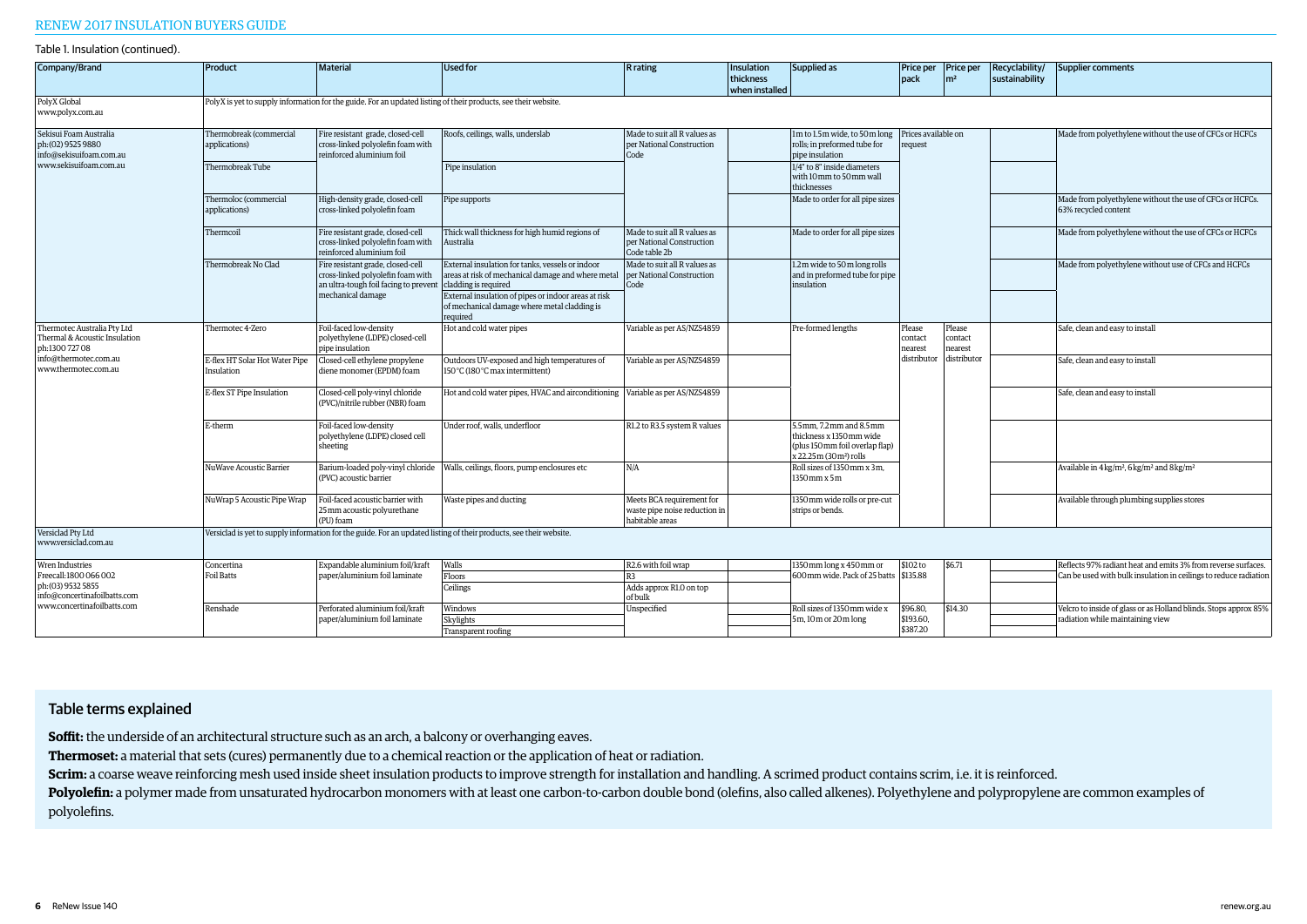Table 1. Insulation (continued).

| Company/Brand | Product | Material | Used for | R rating | Insulation thickness when installed | Supplied as | Price per pack | Price per m² | Recyclability/ sustainability | Supplier comments |
|---|---|---|---|---|---|---|---|---|---|---|
| PolyX Global www.polyx.com.au | PolyX is yet to supply information for the guide. For an updated listing of their products, see their website. | | | | | | | | | |
| Sekisui Foam Australia ph: (02) 9525 9880 info@sekisuifoam.com.au www.sekisuifoam.com.au | Thermobreak (commercial applications) | Fire resistant grade, closed-cell cross-linked polyolefin foam with reinforced aluminium foil | Roofs, ceilings, walls, underslab | Made to suit all R values as per National Construction Code | | 1 m to 1.5 m wide, to 50 m long rolls; in preformed tube for pipe insulation | Prices available on request | | | Made from polyethylene without the use of CFCs or HCFCs |
| | Thermobreak Tube | | Pipe insulation | | | 1/4" to 8" inside diameters with 10 mm to 50 mm wall thicknesses | | | | |
| | Thermoloc (commercial applications) | High-density grade, closed-cell cross-linked polyolefin foam | Pipe supports | | | Made to order for all pipe sizes | | | | Made from polyethylene without the use of CFCs or HCFCs. 63% recycled content |
| | Thermcoil | Fire resistant grade, closed-cell cross-linked polyolefin foam with reinforced aluminium foil | Thick wall thickness for high humid regions of Australia | Made to suit all R values as per National Construction Code table 2b | | Made to order for all pipe sizes | | | | Made from polyethylene without the use of CFCs or HCFCs |
| | Thermobreak No Clad | Fire resistant grade, closed-cell cross-linked polyolefin foam with an ultra-tough foil facing to prevent mechanical damage | External insulation for tanks, vessels or indoor areas at risk of mechanical damage and where metal cladding is required; External insulation of pipes or indoor areas at risk of mechanical damage where metal cladding is required | Made to suit all R values as per National Construction Code | | 1.2 m wide to 50 m long rolls and in preformed tube for pipe insulation | | | | Made from polyethylene without use of CFCs and HCFCs |
| Thermotec Australia Pty Ltd Thermal & Acoustic Insulation ph: 1300 727 08 info@thermotec.com.au www.thermotec.com.au | Thermotec 4-Zero | Foil-faced low-density polyethylene (LDPE) closed-cell pipe insulation | Hot and cold water pipes | Variable as per AS/NZS4859 | | Pre-formed lengths | Please contact nearest distributor | Please contact nearest distributor | | Safe, clean and easy to install |
| | E-flex HT Solar Hot Water Pipe Insulation | Closed-cell ethylene propylene diene monomer (EPDM) foam | Outdoors UV-exposed and high temperatures of 150 °C (180 °C max intermittent) | Variable as per AS/NZS4859 | | | | | | Safe, clean and easy to install |
| | E-flex ST Pipe Insulation | Closed-cell poly-vinyl chloride (PVC)/nitrile rubber (NBR) foam | Hot and cold water pipes, HVAC and airconditioning | Variable as per AS/NZS4859 | | | | | | Safe, clean and easy to install |
| | E-therm | Foil-faced low-density polyethylene (LDPE) closed cell sheeting | Under roof, walls, underfloor | R1.2 to R3.5 system R values | | 5.5 mm, 7.2 mm and 8.5 mm thickness x 1350 mm wide (plus 150 mm foil overlap flap) x 22.25 m (30 m²) rolls | | | | |
| | NuWave Acoustic Barrier | Barium-loaded poly-vinyl chloride (PVC) acoustic barrier | Walls, ceilings, floors, pump enclosures etc | N/A | | Roll sizes of 1350 mm x 3 m, 1350 mm x 5 m | | | | Available in 4 kg/m², 6 kg/m² and 8 kg/m² |
| | NuWrap 5 Acoustic Pipe Wrap | Foil-faced acoustic barrier with 25 mm acoustic polyurethane (PU) foam | Waste pipes and ducting | Meets BCA requirement for waste pipe noise reduction in habitable areas | | 1350 mm wide rolls or pre-cut strips or bends. | | | | Available through plumbing supplies stores |
| Versiclad Pty Ltd www.versiclad.com.au | Versiclad is yet to supply information for the guide. For an updated listing of their products, see their website. | | | | | | | | | |
| Wren Industries Freecall: 1800 066 002 ph: (03) 9532 5855 info@concertinafoilbatts.com www.concertinafoilbatts.com | Concertina Foil Batts | Expandable aluminium foil/kraft paper/aluminium foil laminate | Walls | R2.6 with foil wrap | | 1350 mm long x 450 mm or 600 mm wide. Pack of 25 batts | $102 to $135.88 | $6.71 | | Reflects 97% radiant heat and emits 3% from reverse surfaces. Can be used with bulk insulation in ceilings to reduce radiation |
| | | | Floors | R3 | | | | | | |
| | | | Ceilings | Adds approx R1.0 on top of bulk | | | | | | |
| | Renshade | Perforated aluminium foil/kraft paper/aluminium foil laminate | Windows | Unspecified | | Roll sizes of 1350 mm wide x 5 m, 10 m or 20 m long | $96.80, $193.60, $387.20 | $14.30 | | Velcro to inside of glass or as Holland blinds. Stops approx 85% radiation while maintaining view |
| | | | Skylights | | | | | | | |
| | | | Transparent roofing | | | | | | | |

## Table terms explained

**Soffit:** the underside of an architectural structure such as an arch, a balcony or overhanging eaves.

**Thermoset:** a material that sets (cures) permanently due to a chemical reaction or the application of heat or radiation.

**Scrim:** a coarse weave reinforcing mesh used inside sheet insulation products to improve strength for installation and handling. A scrimed product contains scrim, i.e. it is reinforced.

**Polyolefin:** a polymer made from unsaturated hydrocarbon monomers with at least one carbon-to-carbon double bond (olefins, also called alkenes). Polyethylene and polypropylene are common examples of polyolefins.